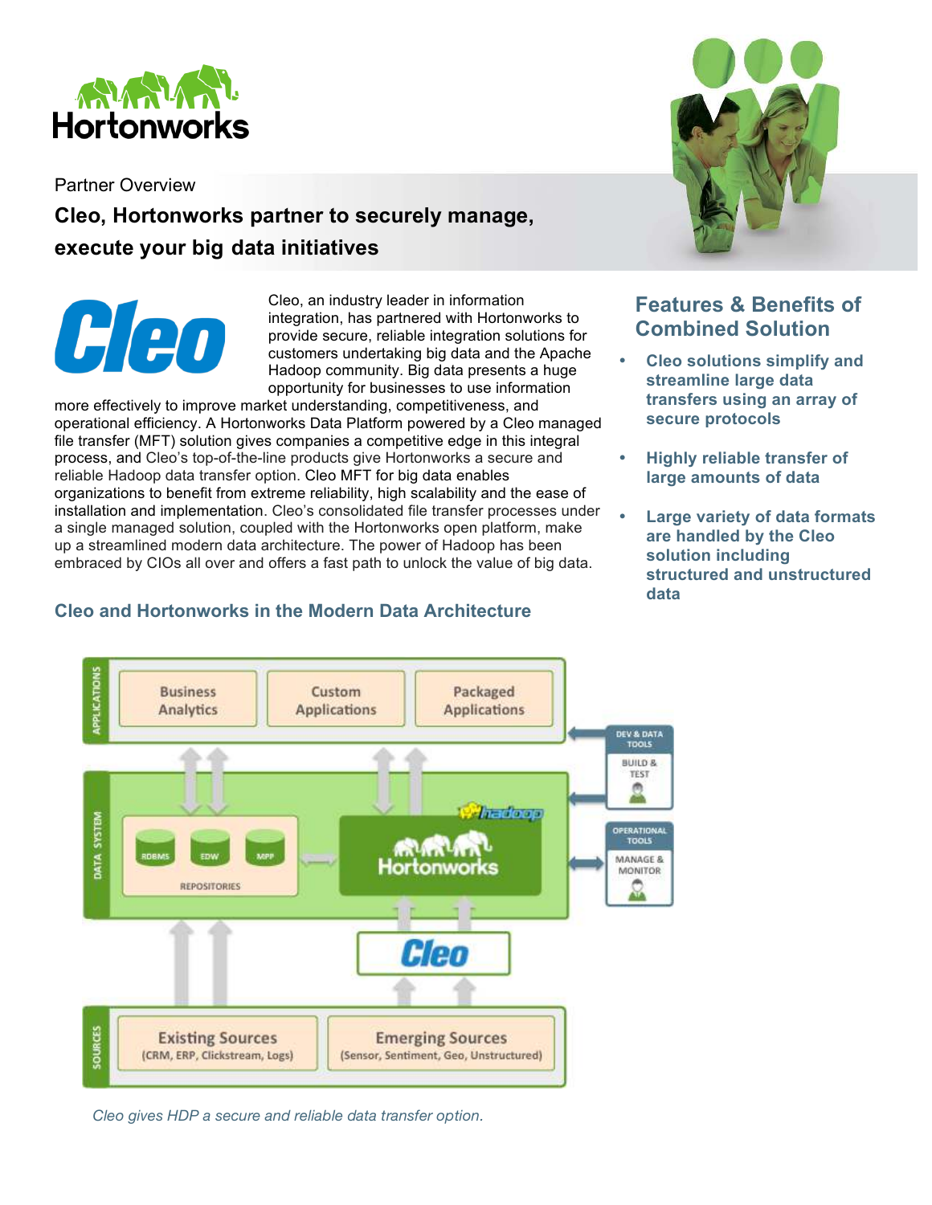Partner Overview

# Cleo, Hortonworks partner to securely manage, execute your big data initiatives

Cleo, an industry leader in information integration, has partnered with Hortonworks to provide secure, reliable integration solutions for customers undertaking big data and the Apache Hadoop community. Big data presents a huge opportunity for businesses to use information more effectively to improve market understanding, competitiveness, and operational efficiency. A Hortonworks Data Platform powered by a Cleo managed file transfer (MFT) solution gives companies a competitive edge in this integral process, and Cleo's top-of-the-line products give Hortonworks a secure and reliable Hadoop data transfer option. Cleo MFT for big data enables organizations to benefit from extreme reliability, high scalability and the ease of installation and implementation. Cleo's consolidated file transfer processes under a single managed solution, coupled with the Hortonworks open platform, make up a streamlined modern data architecture. The power of Hadoop has been embraced by CIOs all over and offers a fast path to unlock the value of big data.

## Features & Benefits of Combined Solution

- **Cleo solutions simplify and streamline large data transfers using an array of secure protocols**
- **Highly reliable transfer of large amounts of data**
- **Large variety of data formats are handled by the Cleo solution including structured and unstructured data**

## Cleo and Hortonworks in the Modern Data Architecture

*Cleo gives HDP a secure and reliable data transfer option.*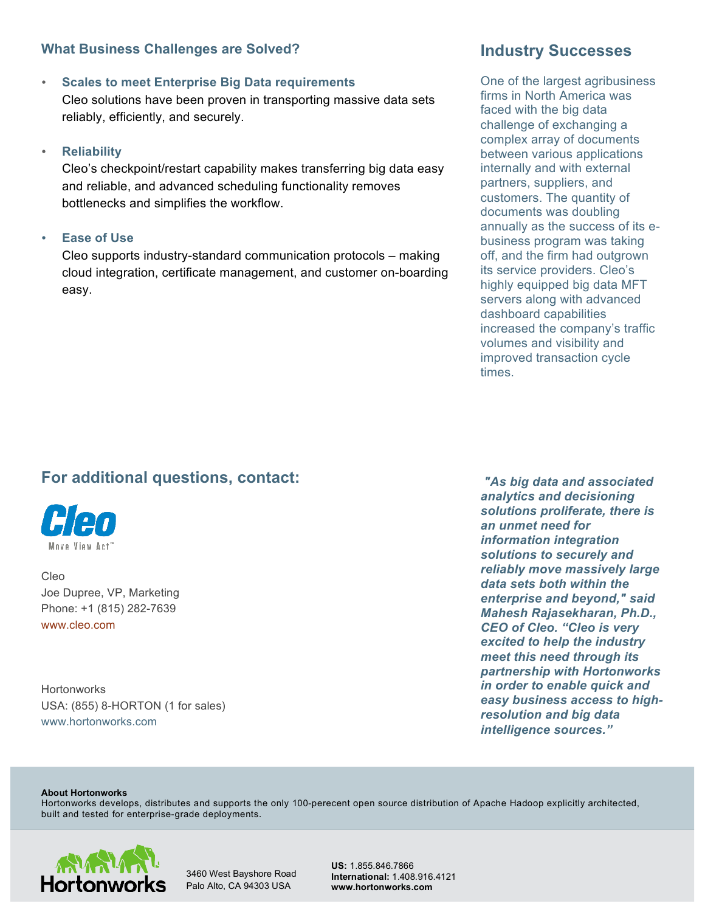### What Business Challenges are Solved?

- **Scales to meet Enterprise Big Data requirements**
  Cleo solutions have been proven in transporting massive data sets reliably, efficiently, and securely.

- **Reliability**
  Cleo's checkpoint/restart capability makes transferring big data easy and reliable, and advanced scheduling functionality removes bottlenecks and simplifies the workflow.

- **Ease of Use**
  Cleo supports industry-standard communication protocols – making cloud integration, certificate management, and customer on-boarding easy.

## Industry Successes

One of the largest agribusiness firms in North America was faced with the big data challenge of exchanging a complex array of documents between various applications internally and with external partners, suppliers, and customers. The quantity of documents was doubling annually as the success of its e-business program was taking off, and the firm had outgrown its service providers. Cleo's highly equipped big data MFT servers along with advanced dashboard capabilities increased the company's traffic volumes and visibility and improved transaction cycle times.

## For additional questions, contact:

Cleo
Move View Act™

Cleo
Joe Dupree, VP, Marketing
Phone: +1 (815) 282-7639
www.cleo.com

Hortonworks
USA: (855) 8-HORTON (1 for sales)
www.hortonworks.com

***"As big data and associated analytics and decisioning solutions proliferate, there is an unmet need for information integration solutions to securely and reliably move massively large data sets both within the enterprise and beyond," said Mahesh Rajasekharan, Ph.D., CEO of Cleo. "Cleo is very excited to help the industry meet this need through its partnership with Hortonworks in order to enable quick and easy business access to high-resolution and big data intelligence sources."***

**About Hortonworks**
Hortonworks develops, distributes and supports the only 100-percent open source distribution of Apache Hadoop explicitly architected, built and tested for enterprise-grade deployments.

Hortonworks

3460 West Bayshore Road
Palo Alto, CA 94303 USA

**US:** 1.855.846.7866
**International:** 1.408.916.4121
**www.hortonworks.com**